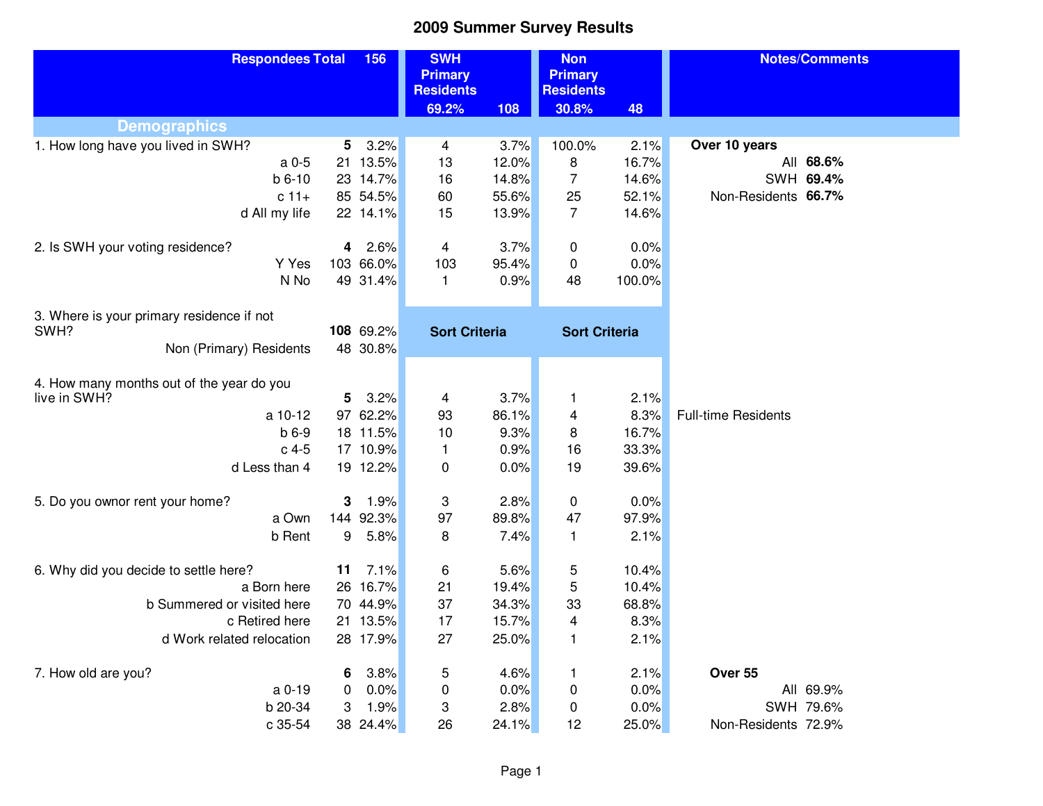# 2009 Summer Survey Results

| Respondees Total | 156 | | SWH Primary Residents | | Non Primary Residents | | Notes/Comments | |
|---|---|---|---|---|---|---|---|---|
| | | | 69.2% | 108 | 30.8% | 48 | | |
| **Demographics** | | | | | | | | |
| 1. How long have you lived in SWH? | **5** | 3.2% | 4 | 3.7% | 100.0% | 2.1% | **Over 10 years** | |
| a 0-5 | 21 | 13.5% | 13 | 12.0% | 8 | 16.7% | All | **68.6%** |
| b 6-10 | 23 | 14.7% | 16 | 14.8% | 7 | 14.6% | SWH | **69.4%** |
| c 11+ | 85 | 54.5% | 60 | 55.6% | 25 | 52.1% | Non-Residents | **66.7%** |
| d All my life | 22 | 14.1% | 15 | 13.9% | 7 | 14.6% | | |
| 2. Is SWH your voting residence? | **4** | 2.6% | 4 | 3.7% | 0 | 0.0% | | |
| Y Yes | 103 | 66.0% | 103 | 95.4% | 0 | 0.0% | | |
| N No | 49 | 31.4% | 1 | 0.9% | 48 | 100.0% | | |
| 3. Where is your primary residence if not SWH? | **108** | 69.2% | **Sort Criteria** | | **Sort Criteria** | | | |
| Non (Primary) Residents | 48 | 30.8% | | | | | | |
| 4. How many months out of the year do you live in SWH? | **5** | 3.2% | 4 | 3.7% | 1 | 2.1% | | |
| a 10-12 | 97 | 62.2% | 93 | 86.1% | 4 | 8.3% | Full-time Residents | |
| b 6-9 | 18 | 11.5% | 10 | 9.3% | 8 | 16.7% | | |
| c 4-5 | 17 | 10.9% | 1 | 0.9% | 16 | 33.3% | | |
| d Less than 4 | 19 | 12.2% | 0 | 0.0% | 19 | 39.6% | | |
| 5. Do you ownor rent your home? | **3** | 1.9% | 3 | 2.8% | 0 | 0.0% | | |
| a Own | 144 | 92.3% | 97 | 89.8% | 47 | 97.9% | | |
| b Rent | 9 | 5.8% | 8 | 7.4% | 1 | 2.1% | | |
| 6. Why did you decide to settle here? | **11** | 7.1% | 6 | 5.6% | 5 | 10.4% | | |
| a Born here | 26 | 16.7% | 21 | 19.4% | 5 | 10.4% | | |
| b Summered or visited here | 70 | 44.9% | 37 | 34.3% | 33 | 68.8% | | |
| c Retired here | 21 | 13.5% | 17 | 15.7% | 4 | 8.3% | | |
| d Work related relocation | 28 | 17.9% | 27 | 25.0% | 1 | 2.1% | | |
| 7. How old are you? | **6** | 3.8% | 5 | 4.6% | 1 | 2.1% | **Over 55** | |
| a 0-19 | 0 | 0.0% | 0 | 0.0% | 0 | 0.0% | All | 69.9% |
| b 20-34 | 3 | 1.9% | 3 | 2.8% | 0 | 0.0% | SWH | 79.6% |
| c 35-54 | 38 | 24.4% | 26 | 24.1% | 12 | 25.0% | Non-Residents | 72.9% |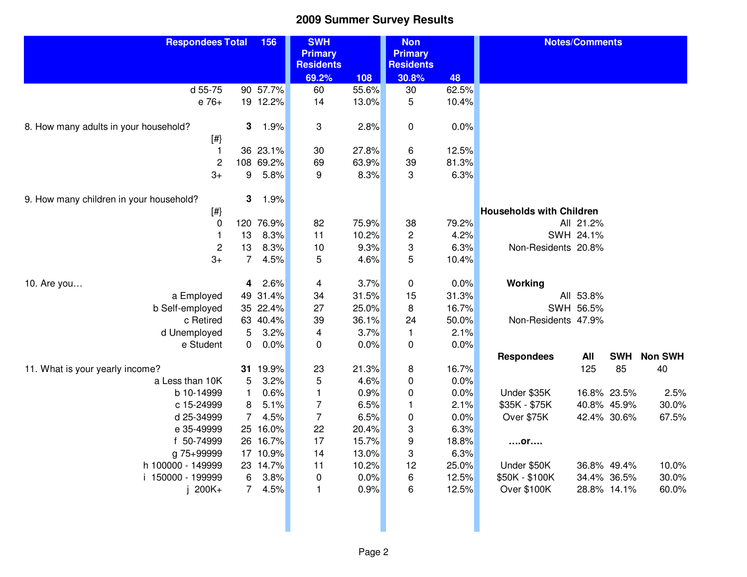# 2009 Summer Survey Results

| Respondees Total | | 156 | SWH Primary Residents 69.2% | 108 | Non Primary Residents 30.8% | 48 | Notes/Comments | | | |
|---|---|---|---|---|---|---|---|---|---|---|
| d 55-75 | 90 | 57.7% | 60 | 55.6% | 30 | 62.5% | | | | |
| e 76+ | 19 | 12.2% | 14 | 13.0% | 5 | 10.4% | | | | |
| | | | | | | | | | | |
| 8. How many adults in your household? | **3** | 1.9% | 3 | 2.8% | 0 | 0.0% | | | | |
| [#} | | | | | | | | | | |
| 1 | 36 | 23.1% | 30 | 27.8% | 6 | 12.5% | | | | |
| 2 | 108 | 69.2% | 69 | 63.9% | 39 | 81.3% | | | | |
| 3+ | 9 | 5.8% | 9 | 8.3% | 3 | 6.3% | | | | |
| | | | | | | | | | | |
| 9. How many children in your household? | **3** | 1.9% | | | | | | | | |
| [#} | | | | | | | **Households with Children** | | | |
| 0 | 120 | 76.9% | 82 | 75.9% | 38 | 79.2% | All | 21.2% | | |
| 1 | 13 | 8.3% | 11 | 10.2% | 2 | 4.2% | SWH | 24.1% | | |
| 2 | 13 | 8.3% | 10 | 9.3% | 3 | 6.3% | Non-Residents | 20.8% | | |
| 3+ | 7 | 4.5% | 5 | 4.6% | 5 | 10.4% | | | | |
| | | | | | | | | | | |
| 10. Are you… | **4** | 2.6% | 4 | 3.7% | 0 | 0.0% | **Working** | | | |
| a Employed | 49 | 31.4% | 34 | 31.5% | 15 | 31.3% | All | 53.8% | | |
| b Self-employed | 35 | 22.4% | 27 | 25.0% | 8 | 16.7% | SWH | 56.5% | | |
| c Retired | 63 | 40.4% | 39 | 36.1% | 24 | 50.0% | Non-Residents | 47.9% | | |
| d Unemployed | 5 | 3.2% | 4 | 3.7% | 1 | 2.1% | | | | |
| e Student | 0 | 0.0% | 0 | 0.0% | 0 | 0.0% | | | | |
| | | | | | | | **Respondees** | **All** | **SWH** | **Non SWH** |
| 11. What is your yearly income? | **31** | 19.9% | 23 | 21.3% | 8 | 16.7% | | 125 | 85 | 40 |
| a Less than 10K | 5 | 3.2% | 5 | 4.6% | 0 | 0.0% | | | | |
| b 10-14999 | 1 | 0.6% | 1 | 0.9% | 0 | 0.0% | Under $35K | 16.8% | 23.5% | 2.5% |
| c 15-24999 | 8 | 5.1% | 7 | 6.5% | 1 | 2.1% | $35K - $75K | 40.8% | 45.9% | 30.0% |
| d 25-34999 | 7 | 4.5% | 7 | 6.5% | 0 | 0.0% | Over $75K | 42.4% | 30.6% | 67.5% |
| e 35-49999 | 25 | 16.0% | 22 | 20.4% | 3 | 6.3% | | | | |
| f 50-74999 | 26 | 16.7% | 17 | 15.7% | 9 | 18.8% | **….or….** | | | |
| g 75+99999 | 17 | 10.9% | 14 | 13.0% | 3 | 6.3% | | | | |
| h 100000 - 149999 | 23 | 14.7% | 11 | 10.2% | 12 | 25.0% | Under $50K | 36.8% | 49.4% | 10.0% |
| i 150000 - 199999 | 6 | 3.8% | 0 | 0.0% | 6 | 12.5% | $50K - $100K | 34.4% | 36.5% | 30.0% |
| j 200K+ | 7 | 4.5% | 1 | 0.9% | 6 | 12.5% | Over $100K | 28.8% | 14.1% | 60.0% |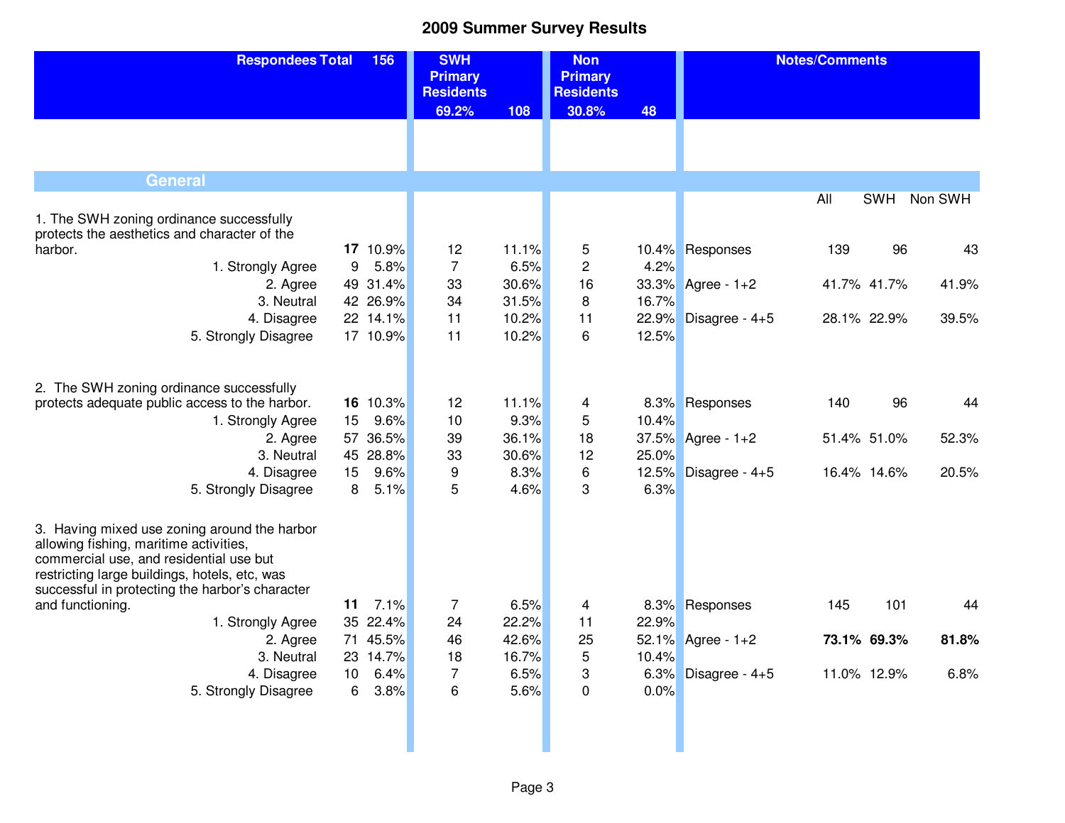# 2009 Summer Survey Results

| Respondees Total | 156 | | SWH Primary Residents 69.2% | 108 | Non Primary Residents 30.8% | 48 | Notes/Comments | | | |
|---|---|---|---|---|---|---|---|---|---|---|

## General

| | | | | | | | | All | SWH | Non SWH |
|---|---|---|---|---|---|---|---|---|---|---|
| 1. The SWH zoning ordinance successfully protects the aesthetics and character of the harbor. | **17** | 10.9% | 12 | 11.1% | 5 | 10.4% | Responses | 139 | 96 | 43 |
| 1. Strongly Agree | 9 | 5.8% | 7 | 6.5% | 2 | 4.2% | | | | |
| 2. Agree | 49 | 31.4% | 33 | 30.6% | 16 | 33.3% | Agree - 1+2 | 41.7% | 41.7% | 41.9% |
| 3. Neutral | 42 | 26.9% | 34 | 31.5% | 8 | 16.7% | | | | |
| 4. Disagree | 22 | 14.1% | 11 | 10.2% | 11 | 22.9% | Disagree - 4+5 | 28.1% | 22.9% | 39.5% |
| 5. Strongly Disagree | 17 | 10.9% | 11 | 10.2% | 6 | 12.5% | | | | |
| 2. The SWH zoning ordinance successfully protects adequate public access to the harbor. | **16** | 10.3% | 12 | 11.1% | 4 | 8.3% | Responses | 140 | 96 | 44 |
| 1. Strongly Agree | 15 | 9.6% | 10 | 9.3% | 5 | 10.4% | | | | |
| 2. Agree | 57 | 36.5% | 39 | 36.1% | 18 | 37.5% | Agree - 1+2 | 51.4% | 51.0% | 52.3% |
| 3. Neutral | 45 | 28.8% | 33 | 30.6% | 12 | 25.0% | | | | |
| 4. Disagree | 15 | 9.6% | 9 | 8.3% | 6 | 12.5% | Disagree - 4+5 | 16.4% | 14.6% | 20.5% |
| 5. Strongly Disagree | 8 | 5.1% | 5 | 4.6% | 3 | 6.3% | | | | |
| 3. Having mixed use zoning around the harbor allowing fishing, maritime activities, commercial use, and residential use but restricting large buildings, hotels, etc, was successful in protecting the harbor's character and functioning. | **11** | 7.1% | 7 | 6.5% | 4 | 8.3% | Responses | 145 | 101 | 44 |
| 1. Strongly Agree | 35 | 22.4% | 24 | 22.2% | 11 | 22.9% | | | | |
| 2. Agree | 71 | 45.5% | 46 | 42.6% | 25 | 52.1% | Agree - 1+2 | **73.1%** | **69.3%** | **81.8%** |
| 3. Neutral | 23 | 14.7% | 18 | 16.7% | 5 | 10.4% | | | | |
| 4. Disagree | 10 | 6.4% | 7 | 6.5% | 3 | 6.3% | Disagree - 4+5 | 11.0% | 12.9% | 6.8% |
| 5. Strongly Disagree | 6 | 3.8% | 6 | 5.6% | 0 | 0.0% | | | | |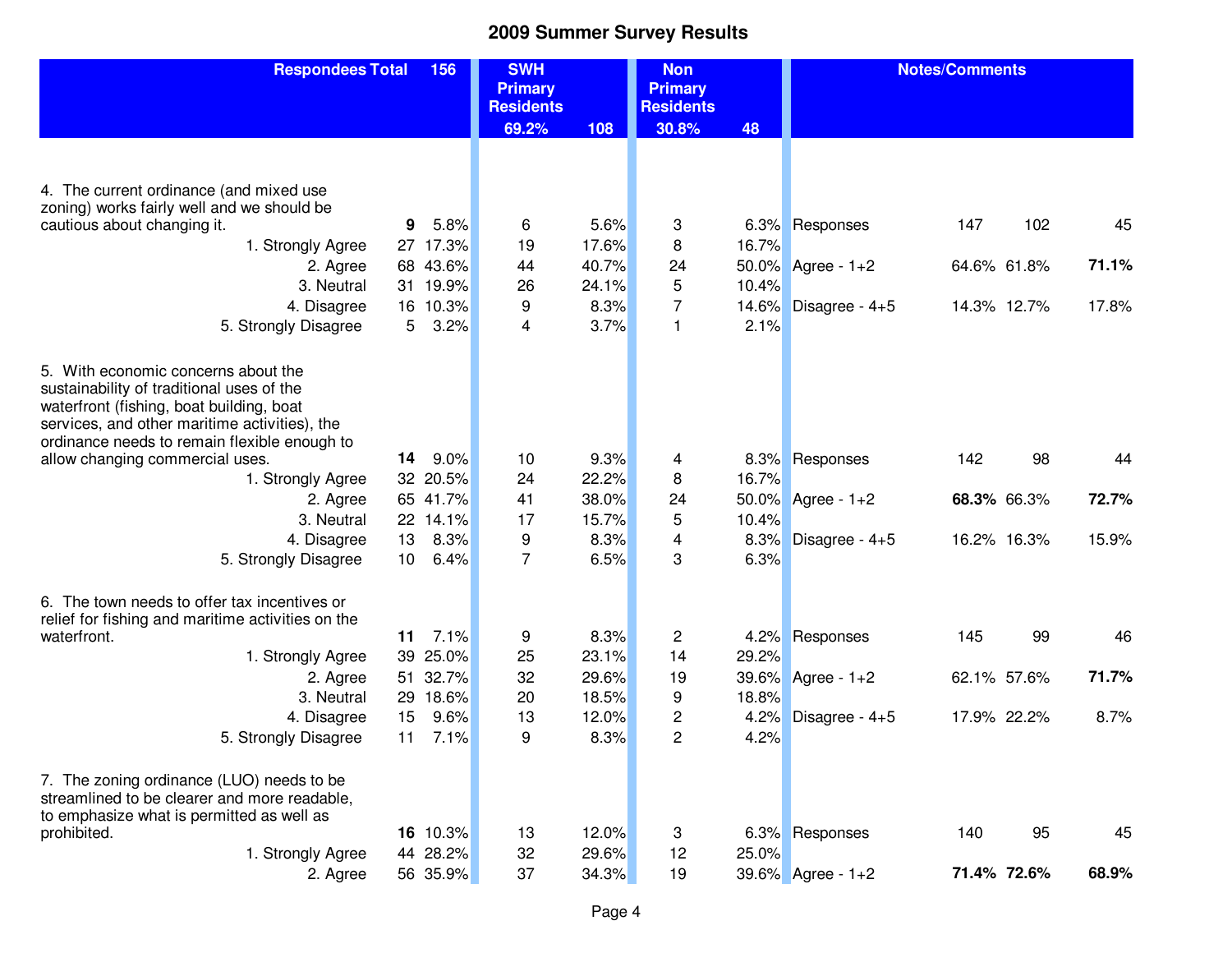# 2009 Summer Survey Results

| Respondees Total | | 156 | SWH Primary Residents 69.2% | 108 | Non Primary Residents 30.8% | 48 | Notes/Comments | | | |
|---|---|---|---|---|---|---|---|---|---|---|
| 4. The current ordinance (and mixed use zoning) works fairly well and we should be cautious about changing it. | **9** | 5.8% | 6 | 5.6% | 3 | 6.3% | Responses | 147 | 102 | 45 |
| 1. Strongly Agree | 27 | 17.3% | 19 | 17.6% | 8 | 16.7% | | | | |
| 2. Agree | 68 | 43.6% | 44 | 40.7% | 24 | 50.0% | Agree - 1+2 | 64.6% | 61.8% | **71.1%** |
| 3. Neutral | 31 | 19.9% | 26 | 24.1% | 5 | 10.4% | | | | |
| 4. Disagree | 16 | 10.3% | 9 | 8.3% | 7 | 14.6% | Disagree - 4+5 | 14.3% | 12.7% | 17.8% |
| 5. Strongly Disagree | 5 | 3.2% | 4 | 3.7% | 1 | 2.1% | | | | |
| 5. With economic concerns about the sustainability of traditional uses of the waterfront (fishing, boat building, boat services, and other maritime activities), the ordinance needs to remain flexible enough to allow changing commercial uses. | **14** | 9.0% | 10 | 9.3% | 4 | 8.3% | Responses | 142 | 98 | 44 |
| 1. Strongly Agree | 32 | 20.5% | 24 | 22.2% | 8 | 16.7% | | | | |
| 2. Agree | 65 | 41.7% | 41 | 38.0% | 24 | 50.0% | Agree - 1+2 | **68.3%** | 66.3% | **72.7%** |
| 3. Neutral | 22 | 14.1% | 17 | 15.7% | 5 | 10.4% | | | | |
| 4. Disagree | 13 | 8.3% | 9 | 8.3% | 4 | 8.3% | Disagree - 4+5 | 16.2% | 16.3% | 15.9% |
| 5. Strongly Disagree | 10 | 6.4% | 7 | 6.5% | 3 | 6.3% | | | | |
| 6. The town needs to offer tax incentives or relief for fishing and maritime activities on the waterfront. | **11** | 7.1% | 9 | 8.3% | 2 | 4.2% | Responses | 145 | 99 | 46 |
| 1. Strongly Agree | 39 | 25.0% | 25 | 23.1% | 14 | 29.2% | | | | |
| 2. Agree | 51 | 32.7% | 32 | 29.6% | 19 | 39.6% | Agree - 1+2 | 62.1% | 57.6% | **71.7%** |
| 3. Neutral | 29 | 18.6% | 20 | 18.5% | 9 | 18.8% | | | | |
| 4. Disagree | 15 | 9.6% | 13 | 12.0% | 2 | 4.2% | Disagree - 4+5 | 17.9% | 22.2% | 8.7% |
| 5. Strongly Disagree | 11 | 7.1% | 9 | 8.3% | 2 | 4.2% | | | | |
| 7. The zoning ordinance (LUO) needs to be streamlined to be clearer and more readable, to emphasize what is permitted as well as prohibited. | **16** | 10.3% | 13 | 12.0% | 3 | 6.3% | Responses | 140 | 95 | 45 |
| 1. Strongly Agree | 44 | 28.2% | 32 | 29.6% | 12 | 25.0% | | | | |
| 2. Agree | 56 | 35.9% | 37 | 34.3% | 19 | 39.6% | Agree - 1+2 | **71.4%** | **72.6%** | **68.9%** |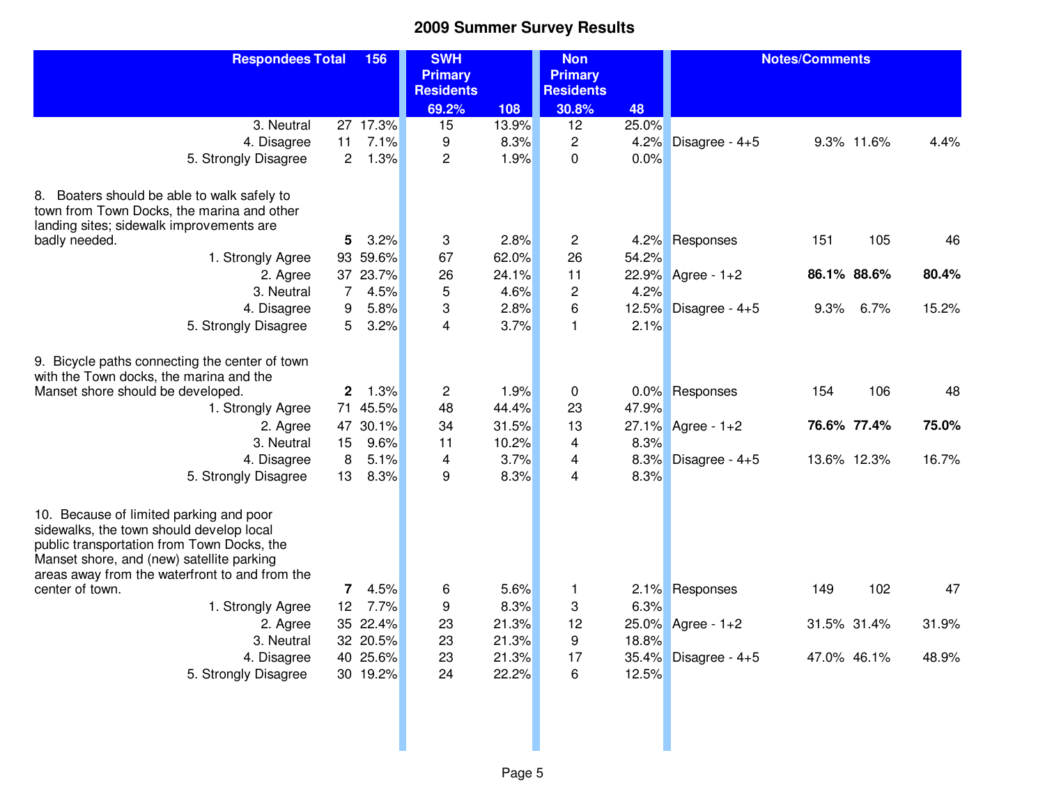# 2009 Summer Survey Results

| Respondees Total | | 156 | SWH Primary Residents | | Non Primary Residents | | Notes/Comments | | | |
|---|---|---|---|---|---|---|---|---|---|---|
| | | | 69.2% | 108 | 30.8% | 48 | | | | |
| 3. Neutral | 27 | 17.3% | 15 | 13.9% | 12 | 25.0% | | | | |
| 4. Disagree | 11 | 7.1% | 9 | 8.3% | 2 | 4.2% | Disagree - 4+5 | 9.3% | 11.6% | 4.4% |
| 5. Strongly Disagree | 2 | 1.3% | 2 | 1.9% | 0 | 0.0% | | | | |
| | | | | | | | | | | |
| 8. Boaters should be able to walk safely to town from Town Docks, the marina and other landing sites; sidewalk improvements are badly needed. | **5** | 3.2% | 3 | 2.8% | 2 | 4.2% | Responses | 151 | 105 | 46 |
| 1. Strongly Agree | 93 | 59.6% | 67 | 62.0% | 26 | 54.2% | | | | |
| 2. Agree | 37 | 23.7% | 26 | 24.1% | 11 | 22.9% | Agree - 1+2 | **86.1%** | **88.6%** | **80.4%** |
| 3. Neutral | 7 | 4.5% | 5 | 4.6% | 2 | 4.2% | | | | |
| 4. Disagree | 9 | 5.8% | 3 | 2.8% | 6 | 12.5% | Disagree - 4+5 | 9.3% | 6.7% | 15.2% |
| 5. Strongly Disagree | 5 | 3.2% | 4 | 3.7% | 1 | 2.1% | | | | |
| | | | | | | | | | | |
| 9. Bicycle paths connecting the center of town with the Town docks, the marina and the Manset shore should be developed. | **2** | 1.3% | 2 | 1.9% | 0 | 0.0% | Responses | 154 | 106 | 48 |
| 1. Strongly Agree | 71 | 45.5% | 48 | 44.4% | 23 | 47.9% | | | | |
| 2. Agree | 47 | 30.1% | 34 | 31.5% | 13 | 27.1% | Agree - 1+2 | **76.6%** | **77.4%** | **75.0%** |
| 3. Neutral | 15 | 9.6% | 11 | 10.2% | 4 | 8.3% | | | | |
| 4. Disagree | 8 | 5.1% | 4 | 3.7% | 4 | 8.3% | Disagree - 4+5 | 13.6% | 12.3% | 16.7% |
| 5. Strongly Disagree | 13 | 8.3% | 9 | 8.3% | 4 | 8.3% | | | | |
| | | | | | | | | | | |
| 10. Because of limited parking and poor sidewalks, the town should develop local public transportation from Town Docks, the Manset shore, and (new) satellite parking areas away from the waterfront to and from the center of town. | **7** | 4.5% | 6 | 5.6% | 1 | 2.1% | Responses | 149 | 102 | 47 |
| 1. Strongly Agree | 12 | 7.7% | 9 | 8.3% | 3 | 6.3% | | | | |
| 2. Agree | 35 | 22.4% | 23 | 21.3% | 12 | 25.0% | Agree - 1+2 | 31.5% | 31.4% | 31.9% |
| 3. Neutral | 32 | 20.5% | 23 | 21.3% | 9 | 18.8% | | | | |
| 4. Disagree | 40 | 25.6% | 23 | 21.3% | 17 | 35.4% | Disagree - 4+5 | 47.0% | 46.1% | 48.9% |
| 5. Strongly Disagree | 30 | 19.2% | 24 | 22.2% | 6 | 12.5% | | | | |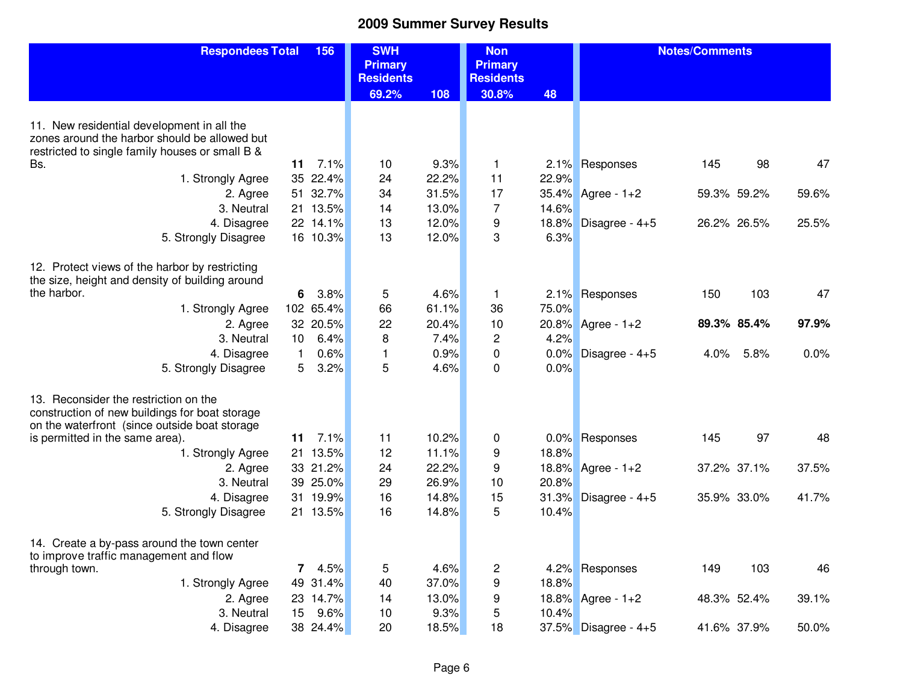# 2009 Summer Survey Results

| Respondees Total | | 156 | SWH Primary Residents 69.2% | 108 | Non Primary Residents 30.8% | 48 | Notes/Comments | | | |
|---|---|---|---|---|---|---|---|---|---|---|
| 11. New residential development in all the zones around the harbor should be allowed but restricted to single family houses or small B & Bs. | **11** | 7.1% | 10 | 9.3% | 1 | 2.1% | Responses | 145 | 98 | 47 |
| 1. Strongly Agree | 35 | 22.4% | 24 | 22.2% | 11 | 22.9% | | | | |
| 2. Agree | 51 | 32.7% | 34 | 31.5% | 17 | 35.4% | Agree - 1+2 | 59.3% | 59.2% | 59.6% |
| 3. Neutral | 21 | 13.5% | 14 | 13.0% | 7 | 14.6% | | | | |
| 4. Disagree | 22 | 14.1% | 13 | 12.0% | 9 | 18.8% | Disagree - 4+5 | 26.2% | 26.5% | 25.5% |
| 5. Strongly Disagree | 16 | 10.3% | 13 | 12.0% | 3 | 6.3% | | | | |
| 12. Protect views of the harbor by restricting the size, height and density of building around the harbor. | **6** | 3.8% | 5 | 4.6% | 1 | 2.1% | Responses | 150 | 103 | 47 |
| 1. Strongly Agree | 102 | 65.4% | 66 | 61.1% | 36 | 75.0% | | | | |
| 2. Agree | 32 | 20.5% | 22 | 20.4% | 10 | 20.8% | Agree - 1+2 | **89.3%** | **85.4%** | **97.9%** |
| 3. Neutral | 10 | 6.4% | 8 | 7.4% | 2 | 4.2% | | | | |
| 4. Disagree | 1 | 0.6% | 1 | 0.9% | 0 | 0.0% | Disagree - 4+5 | 4.0% | 5.8% | 0.0% |
| 5. Strongly Disagree | 5 | 3.2% | 5 | 4.6% | 0 | 0.0% | | | | |
| 13. Reconsider the restriction on the construction of new buildings for boat storage on the waterfront (since outside boat storage is permitted in the same area). | **11** | 7.1% | 11 | 10.2% | 0 | 0.0% | Responses | 145 | 97 | 48 |
| 1. Strongly Agree | 21 | 13.5% | 12 | 11.1% | 9 | 18.8% | | | | |
| 2. Agree | 33 | 21.2% | 24 | 22.2% | 9 | 18.8% | Agree - 1+2 | 37.2% | 37.1% | 37.5% |
| 3. Neutral | 39 | 25.0% | 29 | 26.9% | 10 | 20.8% | | | | |
| 4. Disagree | 31 | 19.9% | 16 | 14.8% | 15 | 31.3% | Disagree - 4+5 | 35.9% | 33.0% | 41.7% |
| 5. Strongly Disagree | 21 | 13.5% | 16 | 14.8% | 5 | 10.4% | | | | |
| 14. Create a by-pass around the town center to improve traffic management and flow through town. | **7** | 4.5% | 5 | 4.6% | 2 | 4.2% | Responses | 149 | 103 | 46 |
| 1. Strongly Agree | 49 | 31.4% | 40 | 37.0% | 9 | 18.8% | | | | |
| 2. Agree | 23 | 14.7% | 14 | 13.0% | 9 | 18.8% | Agree - 1+2 | 48.3% | 52.4% | 39.1% |
| 3. Neutral | 15 | 9.6% | 10 | 9.3% | 5 | 10.4% | | | | |
| 4. Disagree | 38 | 24.4% | 20 | 18.5% | 18 | 37.5% | Disagree - 4+5 | 41.6% | 37.9% | 50.0% |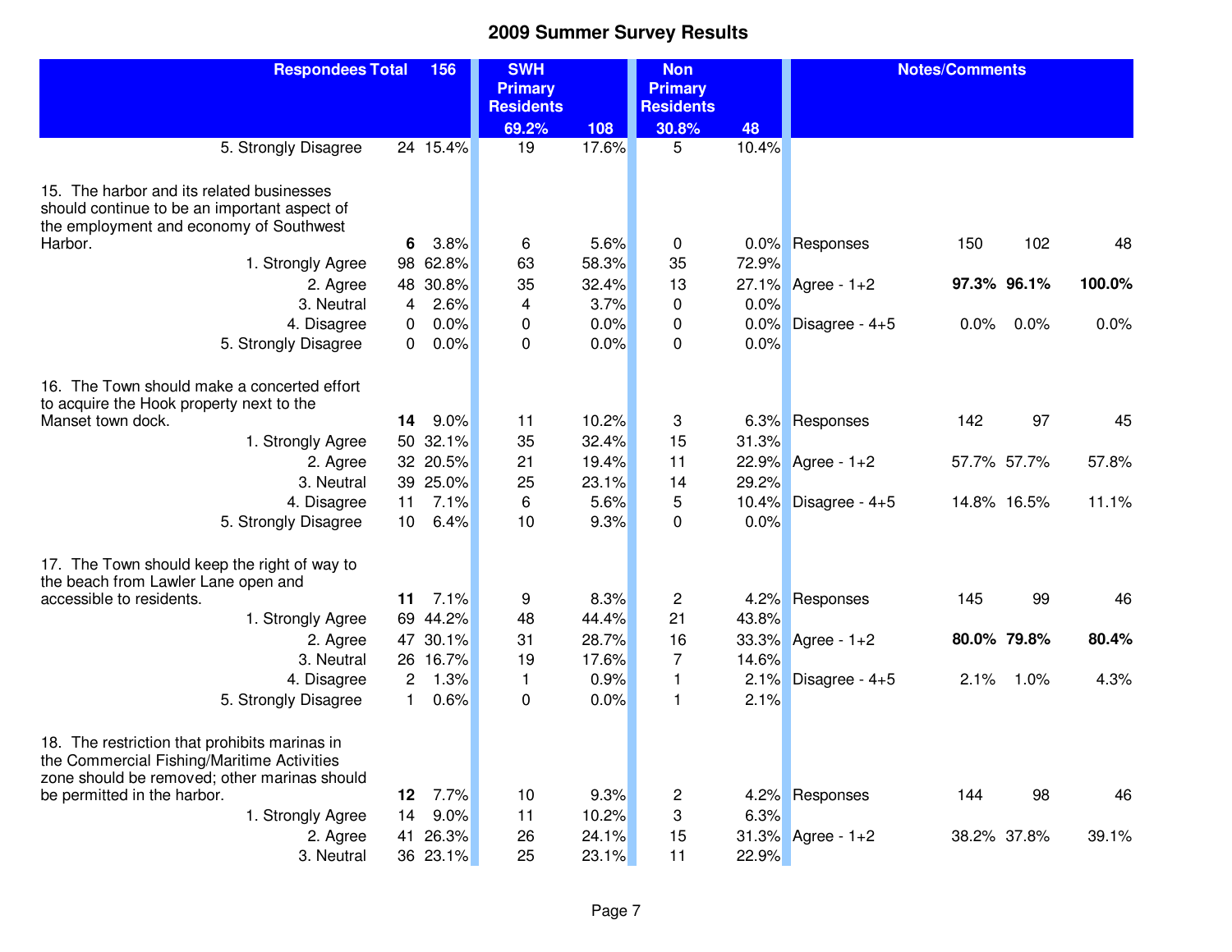# 2009 Summer Survey Results

| Respondees Total | 156 | | SWH Primary Residents | | Non Primary Residents | | Notes/Comments | | | |
|---|---|---|---|---|---|---|---|---|---|---|
| | | | 69.2% | 108 | 30.8% | 48 | | | | |
| 5. Strongly Disagree | 24 | 15.4% | 19 | 17.6% | 5 | 10.4% | | | | |
| 15. The harbor and its related businesses should continue to be an important aspect of the employment and economy of Southwest Harbor. | **6** | 3.8% | 6 | 5.6% | 0 | 0.0% | Responses | 150 | 102 | 48 |
| 1. Strongly Agree | 98 | 62.8% | 63 | 58.3% | 35 | 72.9% | | | | |
| 2. Agree | 48 | 30.8% | 35 | 32.4% | 13 | 27.1% | Agree - 1+2 | **97.3%** | **96.1%** | **100.0%** |
| 3. Neutral | 4 | 2.6% | 4 | 3.7% | 0 | 0.0% | | | | |
| 4. Disagree | 0 | 0.0% | 0 | 0.0% | 0 | 0.0% | Disagree - 4+5 | 0.0% | 0.0% | 0.0% |
| 5. Strongly Disagree | 0 | 0.0% | 0 | 0.0% | 0 | 0.0% | | | | |
| 16. The Town should make a concerted effort to acquire the Hook property next to the Manset town dock. | **14** | 9.0% | 11 | 10.2% | 3 | 6.3% | Responses | 142 | 97 | 45 |
| 1. Strongly Agree | 50 | 32.1% | 35 | 32.4% | 15 | 31.3% | | | | |
| 2. Agree | 32 | 20.5% | 21 | 19.4% | 11 | 22.9% | Agree - 1+2 | 57.7% | 57.7% | 57.8% |
| 3. Neutral | 39 | 25.0% | 25 | 23.1% | 14 | 29.2% | | | | |
| 4. Disagree | 11 | 7.1% | 6 | 5.6% | 5 | 10.4% | Disagree - 4+5 | 14.8% | 16.5% | 11.1% |
| 5. Strongly Disagree | 10 | 6.4% | 10 | 9.3% | 0 | 0.0% | | | | |
| 17. The Town should keep the right of way to the beach from Lawler Lane open and accessible to residents. | **11** | 7.1% | 9 | 8.3% | 2 | 4.2% | Responses | 145 | 99 | 46 |
| 1. Strongly Agree | 69 | 44.2% | 48 | 44.4% | 21 | 43.8% | | | | |
| 2. Agree | 47 | 30.1% | 31 | 28.7% | 16 | 33.3% | Agree - 1+2 | **80.0%** | **79.8%** | **80.4%** |
| 3. Neutral | 26 | 16.7% | 19 | 17.6% | 7 | 14.6% | | | | |
| 4. Disagree | 2 | 1.3% | 1 | 0.9% | 1 | 2.1% | Disagree - 4+5 | 2.1% | 1.0% | 4.3% |
| 5. Strongly Disagree | 1 | 0.6% | 0 | 0.0% | 1 | 2.1% | | | | |
| 18. The restriction that prohibits marinas in the Commercial Fishing/Maritime Activities zone should be removed; other marinas should be permitted in the harbor. | **12** | 7.7% | 10 | 9.3% | 2 | 4.2% | Responses | 144 | 98 | 46 |
| 1. Strongly Agree | 14 | 9.0% | 11 | 10.2% | 3 | 6.3% | | | | |
| 2. Agree | 41 | 26.3% | 26 | 24.1% | 15 | 31.3% | Agree - 1+2 | 38.2% | 37.8% | 39.1% |
| 3. Neutral | 36 | 23.1% | 25 | 23.1% | 11 | 22.9% | | | | |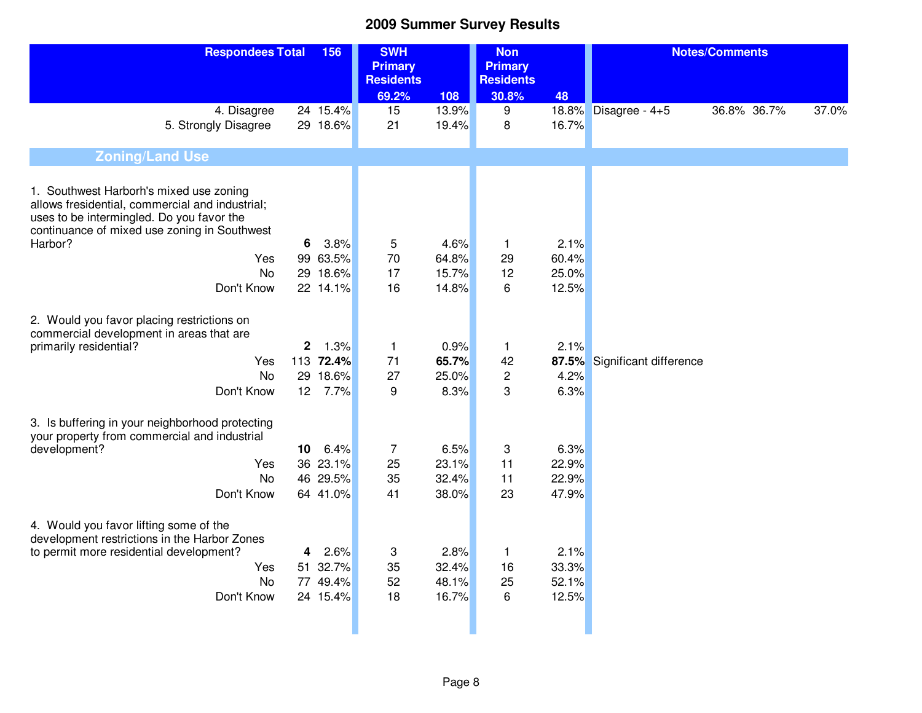# 2009 Summer Survey Results

| Respondees Total | | 156 | SWH Primary Residents | | Non Primary Residents | | Notes/Comments | | | |
|---|---|---|---|---|---|---|---|---|---|---|
| | | | 69.2% | 108 | 30.8% | 48 | | | | |
| 4. Disagree | 24 | 15.4% | 15 | 13.9% | 9 | 18.8% | Disagree - 4+5 | 36.8% | 36.7% | 37.0% |
| 5. Strongly Disagree | 29 | 18.6% | 21 | 19.4% | 8 | 16.7% | | | | |
| **Zoning/Land Use** | | | | | | | | | | |
| 1. Southwest Harborh's mixed use zoning allows fresidential, commercial and industrial; uses to be intermingled. Do you favor the continuance of mixed use zoning in Southwest Harbor? | **6** | 3.8% | 5 | 4.6% | 1 | 2.1% | | | | |
| Yes | 99 | 63.5% | 70 | 64.8% | 29 | 60.4% | | | | |
| No | 29 | 18.6% | 17 | 15.7% | 12 | 25.0% | | | | |
| Don't Know | 22 | 14.1% | 16 | 14.8% | 6 | 12.5% | | | | |
| 2. Would you favor placing restrictions on commercial development in areas that are primarily residential? | **2** | 1.3% | 1 | 0.9% | 1 | 2.1% | | | | |
| Yes | 113 | **72.4%** | 71 | **65.7%** | 42 | **87.5%** | Significant difference | | | |
| No | 29 | 18.6% | 27 | 25.0% | 2 | 4.2% | | | | |
| Don't Know | 12 | 7.7% | 9 | 8.3% | 3 | 6.3% | | | | |
| 3. Is buffering in your neighborhood protecting your property from commercial and industrial development? | **10** | 6.4% | 7 | 6.5% | 3 | 6.3% | | | | |
| Yes | 36 | 23.1% | 25 | 23.1% | 11 | 22.9% | | | | |
| No | 46 | 29.5% | 35 | 32.4% | 11 | 22.9% | | | | |
| Don't Know | 64 | 41.0% | 41 | 38.0% | 23 | 47.9% | | | | |
| 4. Would you favor lifting some of the development restrictions in the Harbor Zones to permit more residential development? | **4** | 2.6% | 3 | 2.8% | 1 | 2.1% | | | | |
| Yes | 51 | 32.7% | 35 | 32.4% | 16 | 33.3% | | | | |
| No | 77 | 49.4% | 52 | 48.1% | 25 | 52.1% | | | | |
| Don't Know | 24 | 15.4% | 18 | 16.7% | 6 | 12.5% | | | | |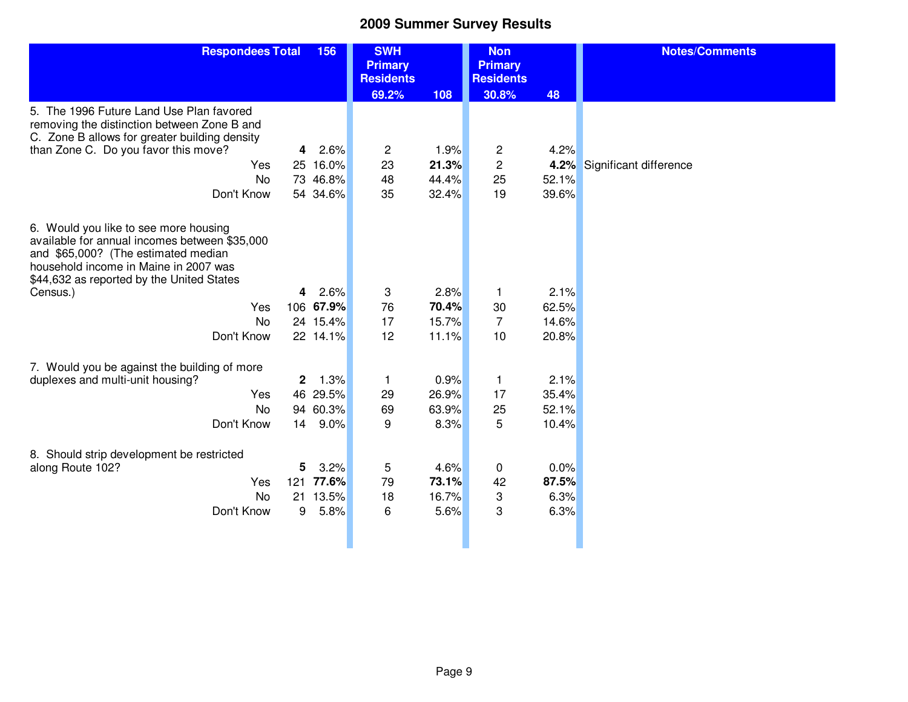# 2009 Summer Survey Results

| Respondees Total | | 156 | SWH Primary Residents | | Non Primary Residents | | Notes/Comments |
|---|---|---|---|---|---|---|---|
| | | | 69.2% | 108 | 30.8% | 48 | |
| 5. The 1996 Future Land Use Plan favored removing the distinction between Zone B and C. Zone B allows for greater building density than Zone C. Do you favor this move? | **4** | 2.6% | 2 | 1.9% | 2 | 4.2% | |
| Yes | 25 | 16.0% | 23 | **21.3%** | 2 | **4.2%** | Significant difference |
| No | 73 | 46.8% | 48 | 44.4% | 25 | 52.1% | |
| Don't Know | 54 | 34.6% | 35 | 32.4% | 19 | 39.6% | |
| 6. Would you like to see more housing available for annual incomes between $35,000 and $65,000? (The estimated median household income in Maine in 2007 was $44,632 as reported by the United States Census.) | **4** | 2.6% | 3 | 2.8% | 1 | 2.1% | |
| Yes | 106 | **67.9%** | 76 | **70.4%** | 30 | 62.5% | |
| No | 24 | 15.4% | 17 | 15.7% | 7 | 14.6% | |
| Don't Know | 22 | 14.1% | 12 | 11.1% | 10 | 20.8% | |
| 7. Would you be against the building of more duplexes and multi-unit housing? | **2** | 1.3% | 1 | 0.9% | 1 | 2.1% | |
| Yes | 46 | 29.5% | 29 | 26.9% | 17 | 35.4% | |
| No | 94 | 60.3% | 69 | 63.9% | 25 | 52.1% | |
| Don't Know | 14 | 9.0% | 9 | 8.3% | 5 | 10.4% | |
| 8. Should strip development be restricted along Route 102? | **5** | 3.2% | 5 | 4.6% | 0 | 0.0% | |
| Yes | 121 | **77.6%** | 79 | **73.1%** | 42 | **87.5%** | |
| No | 21 | 13.5% | 18 | 16.7% | 3 | 6.3% | |
| Don't Know | 9 | 5.8% | 6 | 5.6% | 3 | 6.3% | |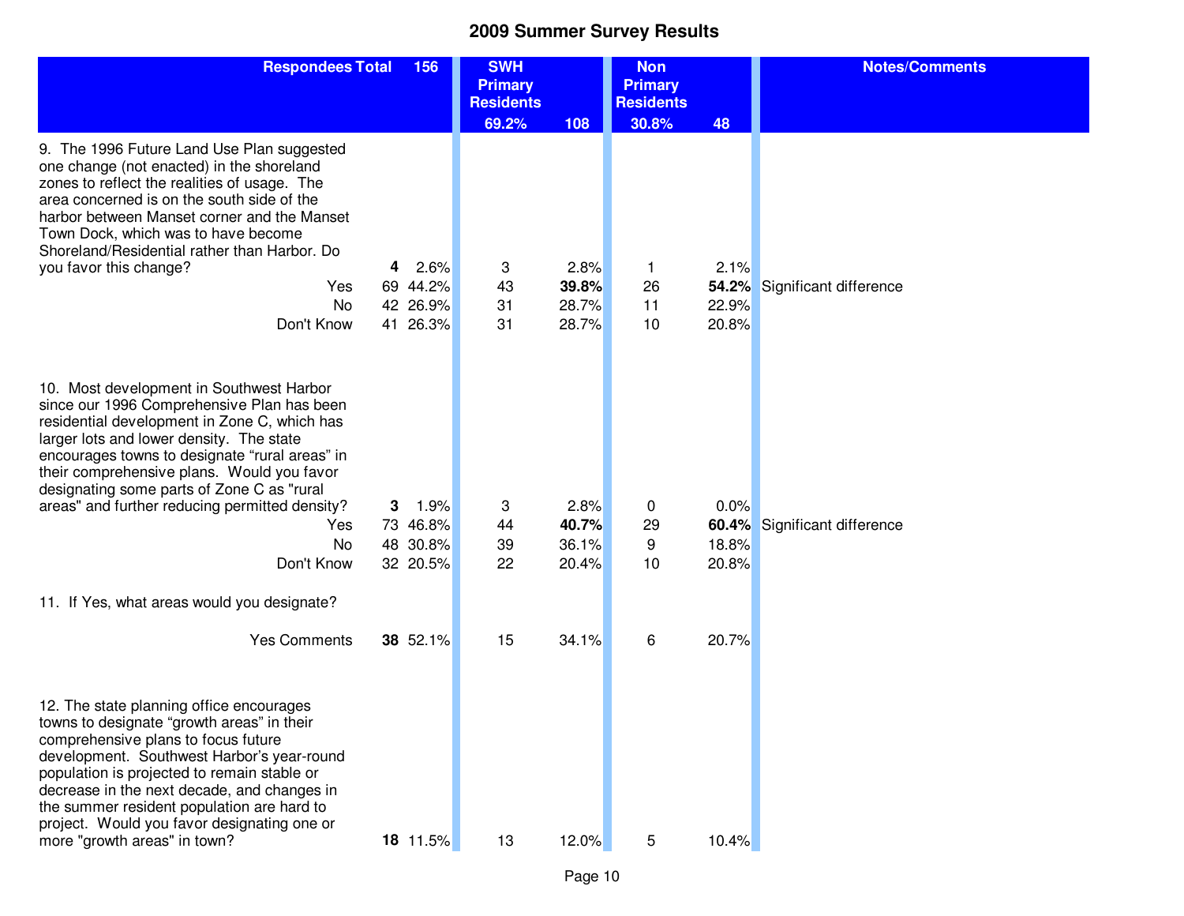# 2009 Summer Survey Results

| Respondees Total | 156 | | SWH Primary Residents | | Non Primary Residents | | Notes/Comments |
|---|---|---|---|---|---|---|---|
| | | | 69.2% | 108 | 30.8% | 48 | |
| 9. The 1996 Future Land Use Plan suggested one change (not enacted) in the shoreland zones to reflect the realities of usage. The area concerned is on the south side of the harbor between Manset corner and the Manset Town Dock, which was to have become Shoreland/Residential rather than Harbor. Do you favor this change? | **4** | 2.6% | 3 | 2.8% | 1 | 2.1% | |
| Yes | 69 | 44.2% | 43 | **39.8%** | 26 | **54.2%** | Significant difference |
| No | 42 | 26.9% | 31 | 28.7% | 11 | 22.9% | |
| Don't Know | 41 | 26.3% | 31 | 28.7% | 10 | 20.8% | |
| 10. Most development in Southwest Harbor since our 1996 Comprehensive Plan has been residential development in Zone C, which has larger lots and lower density. The state encourages towns to designate "rural areas" in their comprehensive plans. Would you favor designating some parts of Zone C as "rural areas" and further reducing permitted density? | **3** | 1.9% | 3 | 2.8% | 0 | 0.0% | |
| Yes | 73 | 46.8% | 44 | **40.7%** | 29 | **60.4%** | Significant difference |
| No | 48 | 30.8% | 39 | 36.1% | 9 | 18.8% | |
| Don't Know | 32 | 20.5% | 22 | 20.4% | 10 | 20.8% | |
| 11. If Yes, what areas would you designate? | | | | | | | |
| Yes Comments | **38** | 52.1% | 15 | 34.1% | 6 | 20.7% | |
| 12. The state planning office encourages towns to designate "growth areas" in their comprehensive plans to focus future development. Southwest Harbor's year-round population is projected to remain stable or decrease in the next decade, and changes in the summer resident population are hard to project. Would you favor designating one or more "growth areas" in town? | **18** | 11.5% | 13 | 12.0% | 5 | 10.4% | |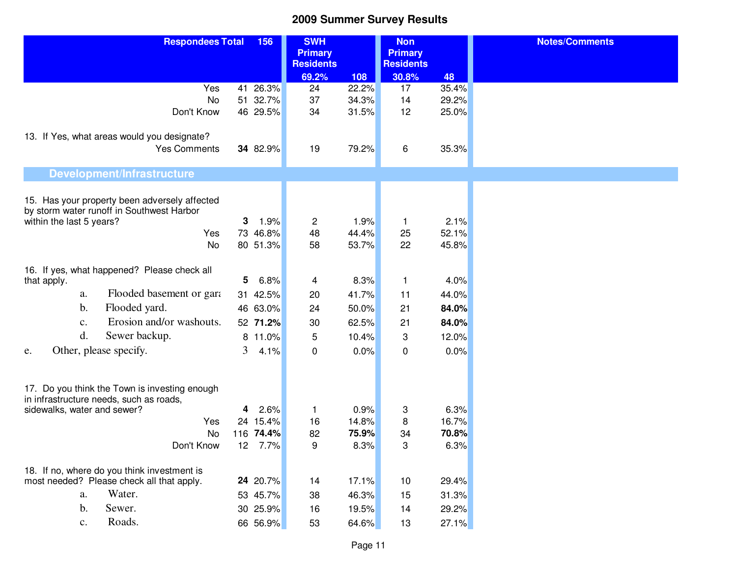# 2009 Summer Survey Results

| Respondees Total | 156 | | SWH Primary Residents | | Non Primary Residents | | Notes/Comments |
|---|---|---|---|---|---|---|---|
| | | | 69.2% | 108 | 30.8% | 48 | |
| Yes | 41 | 26.3% | 24 | 22.2% | 17 | 35.4% | |
| No | 51 | 32.7% | 37 | 34.3% | 14 | 29.2% | |
| Don't Know | 46 | 29.5% | 34 | 31.5% | 12 | 25.0% | |
| 13. If Yes, what areas would you designate? | | | | | | | |
| Yes Comments | **34** | 82.9% | 19 | 79.2% | 6 | 35.3% | |
| **Development/Infrastructure** | | | | | | | |
| 15. Has your property been adversely affected by storm water runoff in Southwest Harbor within the last 5 years? | **3** | 1.9% | 2 | 1.9% | 1 | 2.1% | |
| Yes | 73 | 46.8% | 48 | 44.4% | 25 | 52.1% | |
| No | 80 | 51.3% | 58 | 53.7% | 22 | 45.8% | |
| 16. If yes, what happened? Please check all that apply. | **5** | 6.8% | 4 | 8.3% | 1 | 4.0% | |
| a. Flooded basement or gara | 31 | 42.5% | 20 | 41.7% | 11 | 44.0% | |
| b. Flooded yard. | 46 | 63.0% | 24 | 50.0% | 21 | **84.0%** | |
| c. Erosion and/or washouts. | 52 | **71.2%** | 30 | 62.5% | 21 | **84.0%** | |
| d. Sewer backup. | 8 | 11.0% | 5 | 10.4% | 3 | 12.0% | |
| e. Other, please specify. | 3 | 4.1% | 0 | 0.0% | 0 | 0.0% | |
| 17. Do you think the Town is investing enough in infrastructure needs, such as roads, sidewalks, water and sewer? | **4** | 2.6% | 1 | 0.9% | 3 | 6.3% | |
| Yes | 24 | 15.4% | 16 | 14.8% | 8 | 16.7% | |
| No | 116 | **74.4%** | 82 | **75.9%** | 34 | **70.8%** | |
| Don't Know | 12 | 7.7% | 9 | 8.3% | 3 | 6.3% | |
| 18. If no, where do you think investment is most needed? Please check all that apply. | **24** | 20.7% | 14 | 17.1% | 10 | 29.4% | |
| a. Water. | 53 | 45.7% | 38 | 46.3% | 15 | 31.3% | |
| b. Sewer. | 30 | 25.9% | 16 | 19.5% | 14 | 29.2% | |
| c. Roads. | 66 | 56.9% | 53 | 64.6% | 13 | 27.1% | |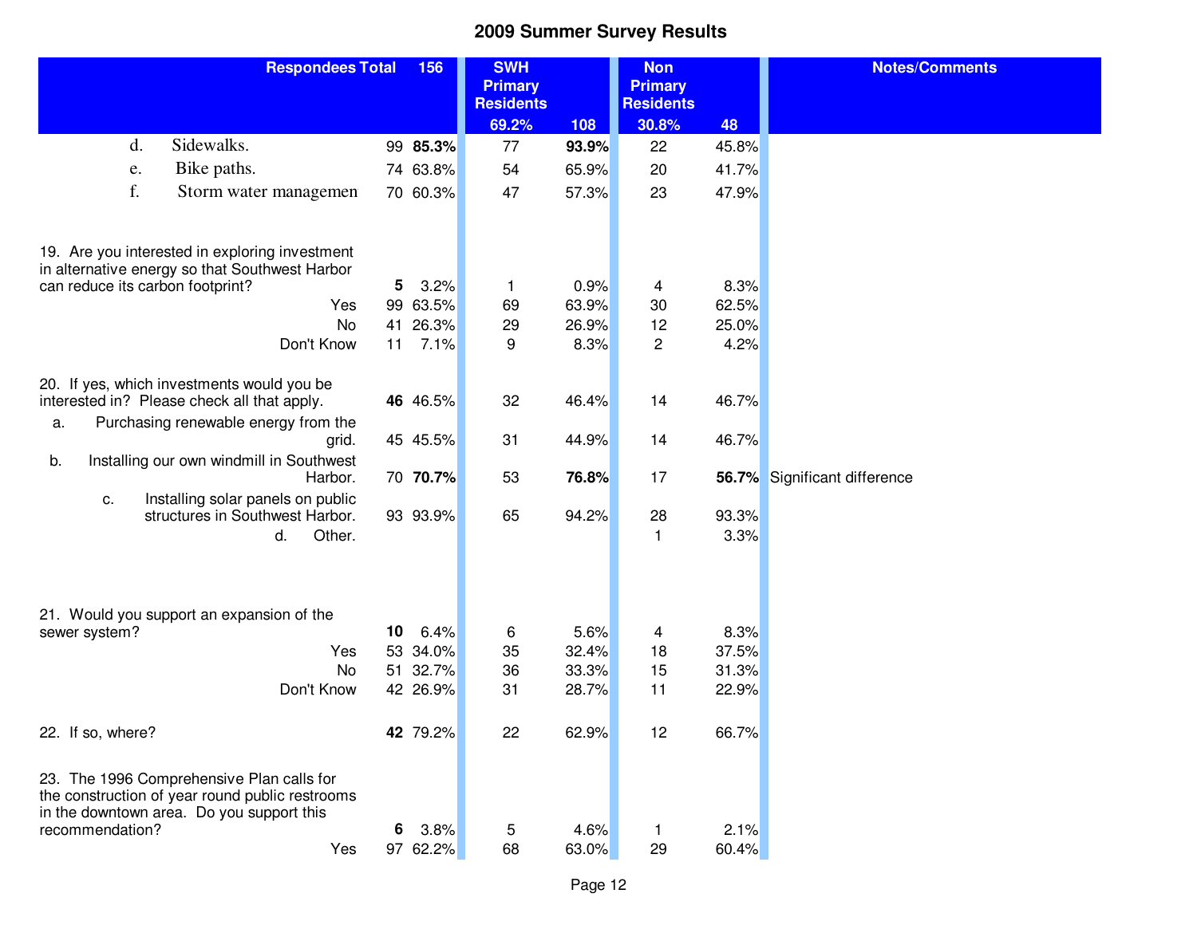# 2009 Summer Survey Results

| Respondees Total | | 156 | SWH Primary Residents | | Non Primary Residents | | Notes/Comments |
|---|---|---|---|---|---|---|---|
| | | | 69.2% | 108 | 30.8% | 48 | |
| d. Sidewalks. | 99 | **85.3%** | 77 | **93.9%** | 22 | 45.8% | |
| e. Bike paths. | 74 | 63.8% | 54 | 65.9% | 20 | 41.7% | |
| f. Storm water managemen | 70 | 60.3% | 47 | 57.3% | 23 | 47.9% | |
| | | | | | | | |
| 19. Are you interested in exploring investment in alternative energy so that Southwest Harbor can reduce its carbon footprint? | **5** | 3.2% | 1 | 0.9% | 4 | 8.3% | |
| Yes | 99 | 63.5% | 69 | 63.9% | 30 | 62.5% | |
| No | 41 | 26.3% | 29 | 26.9% | 12 | 25.0% | |
| Don't Know | 11 | 7.1% | 9 | 8.3% | 2 | 4.2% | |
| | | | | | | | |
| 20. If yes, which investments would you be interested in? Please check all that apply. | **46** | 46.5% | 32 | 46.4% | 14 | 46.7% | |
| a. Purchasing renewable energy from the grid. | 45 | 45.5% | 31 | 44.9% | 14 | 46.7% | |
| b. Installing our own windmill in Southwest Harbor. | 70 | **70.7%** | 53 | **76.8%** | 17 | **56.7%** | Significant difference |
| c. Installing solar panels on public structures in Southwest Harbor. | 93 | 93.9% | 65 | 94.2% | 28 | 93.3% | |
| d. Other. | | | | | 1 | 3.3% | |
| | | | | | | | |
| 21. Would you support an expansion of the sewer system? | **10** | 6.4% | 6 | 5.6% | 4 | 8.3% | |
| Yes | 53 | 34.0% | 35 | 32.4% | 18 | 37.5% | |
| No | 51 | 32.7% | 36 | 33.3% | 15 | 31.3% | |
| Don't Know | 42 | 26.9% | 31 | 28.7% | 11 | 22.9% | |
| | | | | | | | |
| 22. If so, where? | **42** | 79.2% | 22 | 62.9% | 12 | 66.7% | |
| | | | | | | | |
| 23. The 1996 Comprehensive Plan calls for the construction of year round public restrooms in the downtown area. Do you support this recommendation? | **6** | 3.8% | 5 | 4.6% | 1 | 2.1% | |
| Yes | 97 | 62.2% | 68 | 63.0% | 29 | 60.4% | |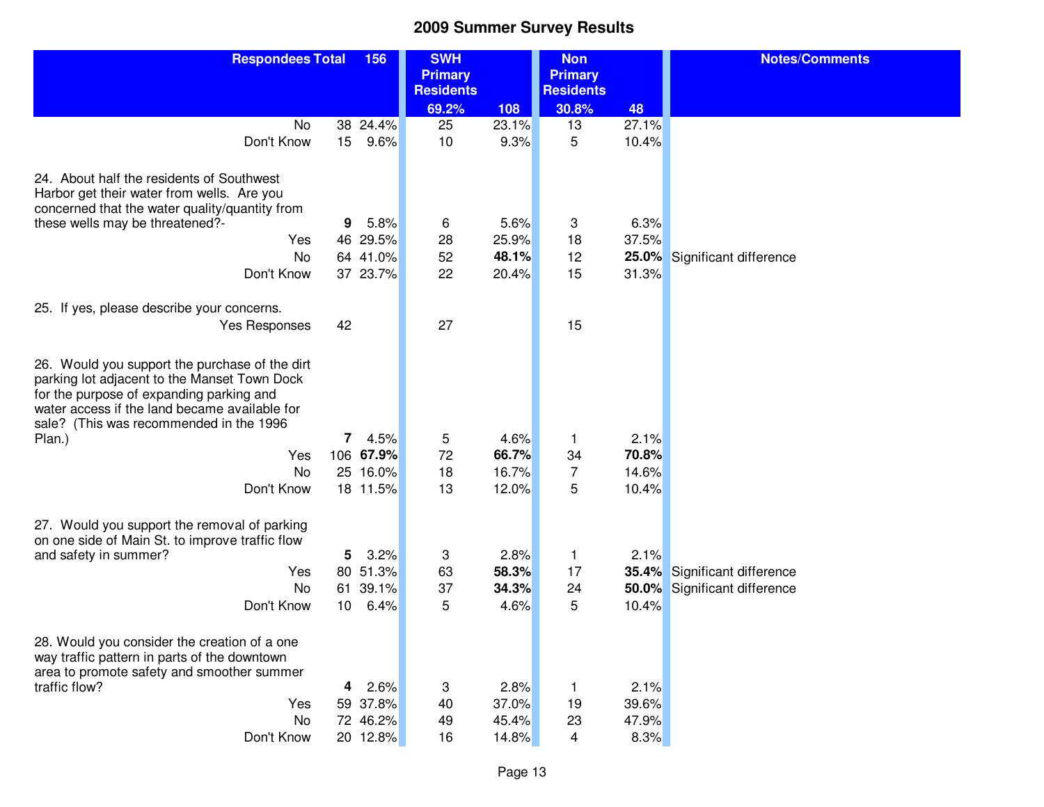# 2009 Summer Survey Results

| Respondees Total | 156 | | SWH Primary Residents | | Non Primary Residents | | Notes/Comments |
|---|---|---|---|---|---|---|---|
| | | | 69.2% | 108 | 30.8% | 48 | |
| No | 38 | 24.4% | 25 | 23.1% | 13 | 27.1% | |
| Don't Know | 15 | 9.6% | 10 | 9.3% | 5 | 10.4% | |
| 24. About half the residents of Southwest Harbor get their water from wells. Are you concerned that the water quality/quantity from these wells may be threatened?- | **9** | 5.8% | 6 | 5.6% | 3 | 6.3% | |
| Yes | 46 | 29.5% | 28 | 25.9% | 18 | 37.5% | |
| No | 64 | 41.0% | 52 | **48.1%** | 12 | **25.0%** | Significant difference |
| Don't Know | 37 | 23.7% | 22 | 20.4% | 15 | 31.3% | |
| 25. If yes, please describe your concerns. | | | | | | | |
| Yes Responses | 42 | | 27 | | 15 | | |
| 26. Would you support the purchase of the dirt parking lot adjacent to the Manset Town Dock for the purpose of expanding parking and water access if the land became available for sale? (This was recommended in the 1996 Plan.) | **7** | 4.5% | 5 | 4.6% | 1 | 2.1% | |
| Yes | 106 | **67.9%** | 72 | **66.7%** | 34 | **70.8%** | |
| No | 25 | 16.0% | 18 | 16.7% | 7 | 14.6% | |
| Don't Know | 18 | 11.5% | 13 | 12.0% | 5 | 10.4% | |
| 27. Would you support the removal of parking on one side of Main St. to improve traffic flow and safety in summer? | **5** | 3.2% | 3 | 2.8% | 1 | 2.1% | |
| Yes | 80 | 51.3% | 63 | **58.3%** | 17 | **35.4%** | Significant difference |
| No | 61 | 39.1% | 37 | **34.3%** | 24 | **50.0%** | Significant difference |
| Don't Know | 10 | 6.4% | 5 | 4.6% | 5 | 10.4% | |
| 28. Would you consider the creation of a one way traffic pattern in parts of the downtown area to promote safety and smoother summer traffic flow? | **4** | 2.6% | 3 | 2.8% | 1 | 2.1% | |
| Yes | 59 | 37.8% | 40 | 37.0% | 19 | 39.6% | |
| No | 72 | 46.2% | 49 | 45.4% | 23 | 47.9% | |
| Don't Know | 20 | 12.8% | 16 | 14.8% | 4 | 8.3% | |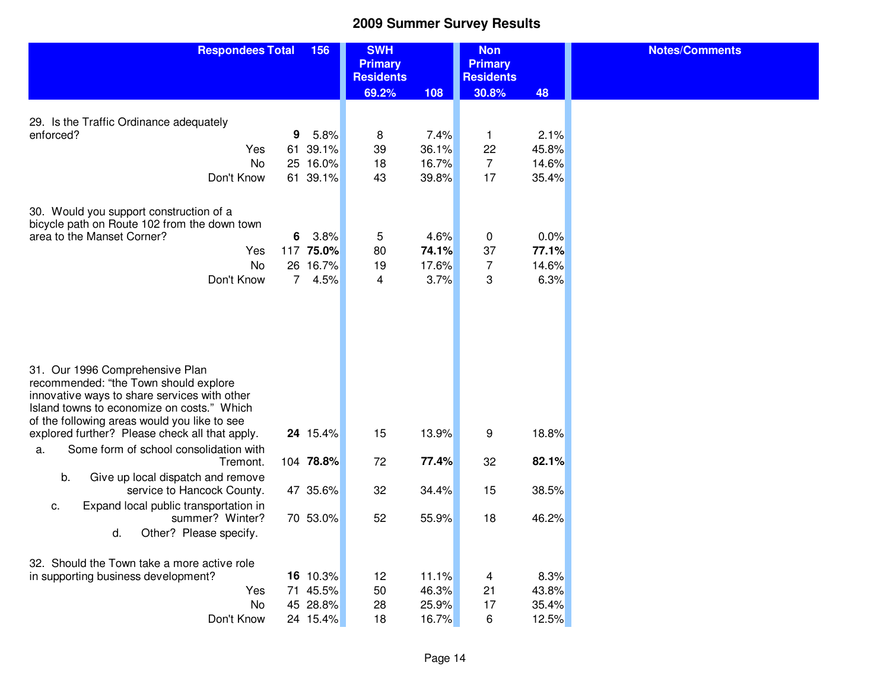# 2009 Summer Survey Results

| Respondees Total | 156 | | SWH Primary Residents 69.2% | 108 | Non Primary Residents 30.8% | 48 | Notes/Comments |
|---|---|---|---|---|---|---|---|
| 29. Is the Traffic Ordinance adequately enforced? | **9** | 5.8% | 8 | 7.4% | 1 | 2.1% | |
| Yes | 61 | 39.1% | 39 | 36.1% | 22 | 45.8% | |
| No | 25 | 16.0% | 18 | 16.7% | 7 | 14.6% | |
| Don't Know | 61 | 39.1% | 43 | 39.8% | 17 | 35.4% | |
| 30. Would you support construction of a bicycle path on Route 102 from the down town area to the Manset Corner? | **6** | 3.8% | 5 | 4.6% | 0 | 0.0% | |
| Yes | 117 | **75.0%** | 80 | **74.1%** | 37 | **77.1%** | |
| No | 26 | 16.7% | 19 | 17.6% | 7 | 14.6% | |
| Don't Know | 7 | 4.5% | 4 | 3.7% | 3 | 6.3% | |
| 31. Our 1996 Comprehensive Plan recommended: "the Town should explore innovative ways to share services with other Island towns to economize on costs." Which of the following areas would you like to see explored further? Please check all that apply. | **24** | 15.4% | 15 | 13.9% | 9 | 18.8% | |
| a. Some form of school consolidation with Tremont. | 104 | **78.8%** | 72 | **77.4%** | 32 | **82.1%** | |
| b. Give up local dispatch and remove service to Hancock County. | 47 | 35.6% | 32 | 34.4% | 15 | 38.5% | |
| c. Expand local public transportation in summer? Winter? | 70 | 53.0% | 52 | 55.9% | 18 | 46.2% | |
| d. Other? Please specify. | | | | | | | |
| 32. Should the Town take a more active role in supporting business development? | **16** | 10.3% | 12 | 11.1% | 4 | 8.3% | |
| Yes | 71 | 45.5% | 50 | 46.3% | 21 | 43.8% | |
| No | 45 | 28.8% | 28 | 25.9% | 17 | 35.4% | |
| Don't Know | 24 | 15.4% | 18 | 16.7% | 6 | 12.5% | |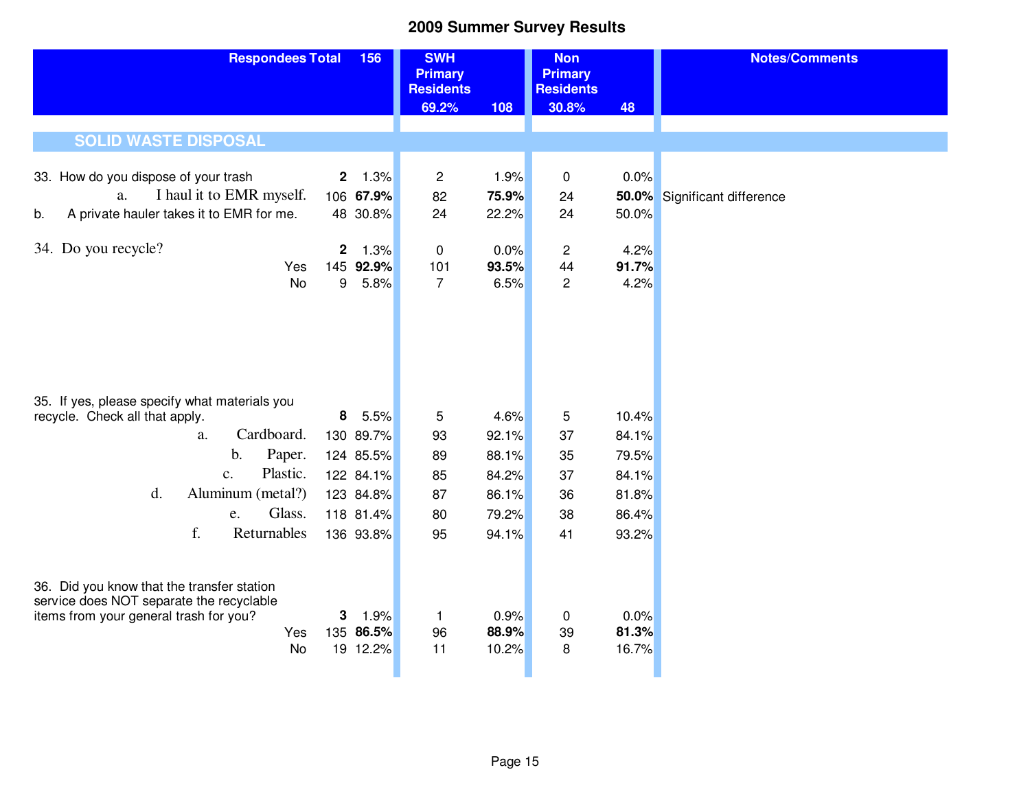# 2009 Summer Survey Results

| Respondees Total | 156 | | SWH Primary Residents | | Non Primary Residents | | Notes/Comments |
|---|---|---|---|---|---|---|---|
| | | | 69.2% | 108 | 30.8% | 48 | |
| **SOLID WASTE DISPOSAL** | | | | | | | |
| 33. How do you dispose of your trash | **2** | 1.3% | 2 | 1.9% | 0 | 0.0% | |
| a. I haul it to EMR myself. | 106 | **67.9%** | 82 | **75.9%** | 24 | **50.0%** | Significant difference |
| b. A private hauler takes it to EMR for me. | 48 | 30.8% | 24 | 22.2% | 24 | 50.0% | |
| 34. Do you recycle? | **2** | 1.3% | 0 | 0.0% | 2 | 4.2% | |
| Yes | 145 | **92.9%** | 101 | **93.5%** | 44 | **91.7%** | |
| No | 9 | 5.8% | 7 | 6.5% | 2 | 4.2% | |
| 35. If yes, please specify what materials you recycle. Check all that apply. | **8** | 5.5% | 5 | 4.6% | 5 | 10.4% | |
| a. Cardboard. | 130 | 89.7% | 93 | 92.1% | 37 | 84.1% | |
| b. Paper. | 124 | 85.5% | 89 | 88.1% | 35 | 79.5% | |
| c. Plastic. | 122 | 84.1% | 85 | 84.2% | 37 | 84.1% | |
| d. Aluminum (metal?) | 123 | 84.8% | 87 | 86.1% | 36 | 81.8% | |
| e. Glass. | 118 | 81.4% | 80 | 79.2% | 38 | 86.4% | |
| f. Returnables | 136 | 93.8% | 95 | 94.1% | 41 | 93.2% | |
| 36. Did you know that the transfer station service does NOT separate the recyclable items from your general trash for you? | **3** | 1.9% | 1 | 0.9% | 0 | 0.0% | |
| Yes | 135 | **86.5%** | 96 | **88.9%** | 39 | **81.3%** | |
| No | 19 | 12.2% | 11 | 10.2% | 8 | 16.7% | |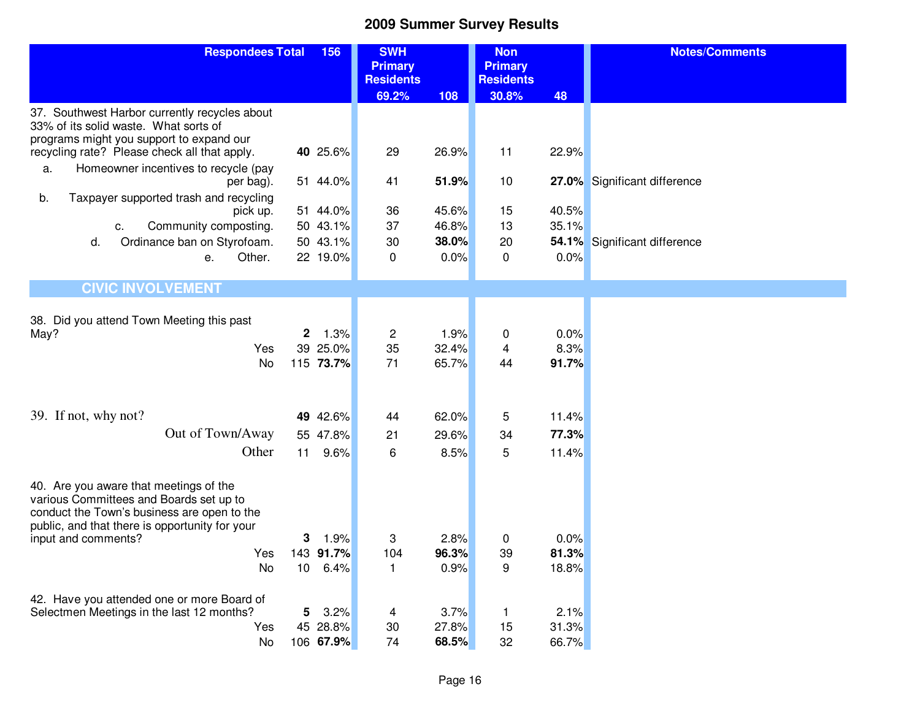# 2009 Summer Survey Results

| Respondees Total | 156 | | SWH Primary Residents | | Non Primary Residents | | Notes/Comments |
|---|---|---|---|---|---|---|---|
| | | | 69.2% | 108 | 30.8% | 48 | |
| 37. Southwest Harbor currently recycles about 33% of its solid waste. What sorts of programs might you support to expand our recycling rate? Please check all that apply. | **40** | 25.6% | 29 | 26.9% | 11 | 22.9% | |
| a. Homeowner incentives to recycle (pay per bag). | 51 | 44.0% | 41 | **51.9%** | 10 | **27.0%** | Significant difference |
| b. Taxpayer supported trash and recycling pick up. | 51 | 44.0% | 36 | 45.6% | 15 | 40.5% | |
| c. Community composting. | 50 | 43.1% | 37 | 46.8% | 13 | 35.1% | |
| d. Ordinance ban on Styrofoam. | 50 | 43.1% | 30 | **38.0%** | 20 | **54.1%** | Significant difference |
| e. Other. | 22 | 19.0% | 0 | 0.0% | 0 | 0.0% | |
| **CIVIC INVOLVEMENT** | | | | | | | |
| 38. Did you attend Town Meeting this past May? | **2** | 1.3% | 2 | 1.9% | 0 | 0.0% | |
| Yes | 39 | 25.0% | 35 | 32.4% | 4 | 8.3% | |
| No | 115 | **73.7%** | 71 | 65.7% | 44 | **91.7%** | |
| 39. If not, why not? | **49** | 42.6% | 44 | 62.0% | 5 | 11.4% | |
| Out of Town/Away | 55 | 47.8% | 21 | 29.6% | 34 | **77.3%** | |
| Other | 11 | 9.6% | 6 | 8.5% | 5 | 11.4% | |
| 40. Are you aware that meetings of the various Committees and Boards set up to conduct the Town's business are open to the public, and that there is opportunity for your input and comments? | **3** | 1.9% | 3 | 2.8% | 0 | 0.0% | |
| Yes | 143 | **91.7%** | 104 | **96.3%** | 39 | **81.3%** | |
| No | 10 | 6.4% | 1 | 0.9% | 9 | 18.8% | |
| 42. Have you attended one or more Board of Selectmen Meetings in the last 12 months? | **5** | 3.2% | 4 | 3.7% | 1 | 2.1% | |
| Yes | 45 | 28.8% | 30 | 27.8% | 15 | 31.3% | |
| No | 106 | **67.9%** | 74 | **68.5%** | 32 | 66.7% | |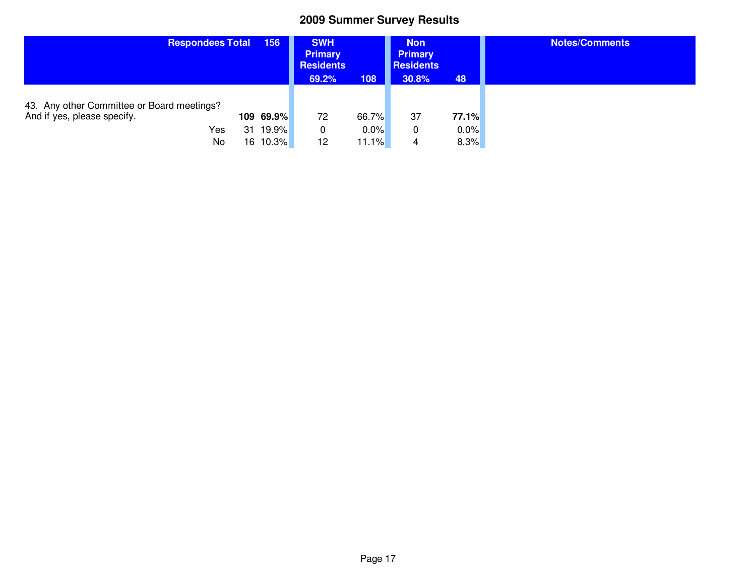# 2009 Summer Survey Results

| Respondees Total | | 156 | SWH Primary Residents | | Non Primary Residents | | Notes/Comments |
|---|---|---|---|---|---|---|---|
| | | | 69.2% | 108 | 30.8% | 48 | |
| 43. Any other Committee or Board meetings? And if yes, please specify. | **109** | **69.9%** | 72 | 66.7% | 37 | **77.1%** | |
| Yes | 31 | 19.9% | 0 | 0.0% | 0 | 0.0% | |
| No | 16 | 10.3% | 12 | 11.1% | 4 | 8.3% | |